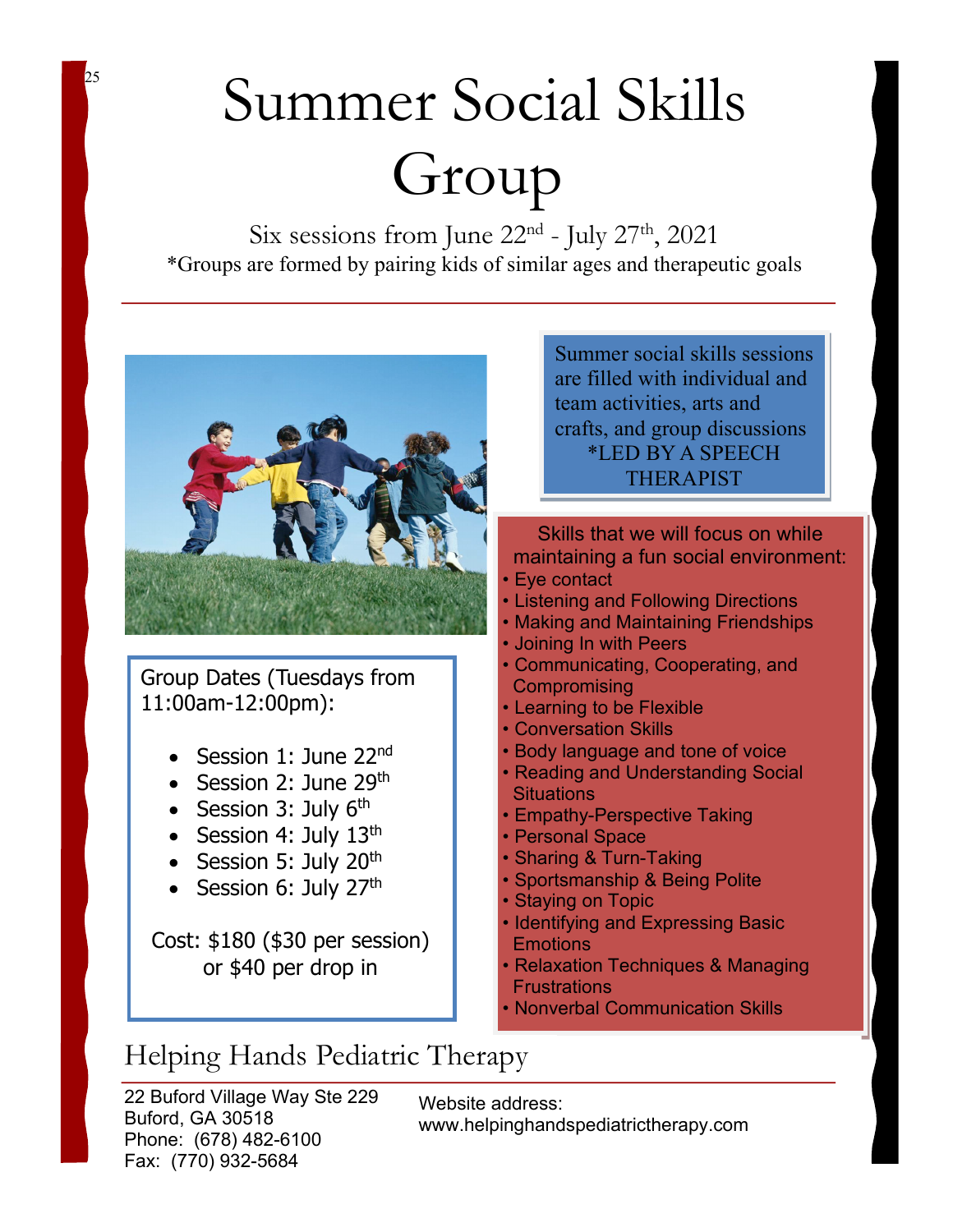# Summer Social Skills Group

Six sessions from June 22nd - July 27th, 2021

*Groups are formed by pairing kids of similar ages and therapeutic goals

Summer social skills sessions are filled with individual and team activities, arts and crafts, and group discussions
*LED BY A SPEECH THERAPIST

Group Dates (Tuesdays from 11:00am-12:00pm):

- Session 1: June 22nd
- Session 2: June 29th
- Session 3: July 6th
- Session 4: July 13th
- Session 5: July 20th
- Session 6: July 27th

Cost: $180 ($30 per session) or $40 per drop in

Skills that we will focus on while maintaining a fun social environment:

- Eye contact
- Listening and Following Directions
- Making and Maintaining Friendships
- Joining In with Peers
- Communicating, Cooperating, and Compromising
- Learning to be Flexible
- Conversation Skills
- Body language and tone of voice
- Reading and Understanding Social Situations
- Empathy-Perspective Taking
- Personal Space
- Sharing & Turn-Taking
- Sportsmanship & Being Polite
- Staying on Topic
- Identifying and Expressing Basic Emotions
- Relaxation Techniques & Managing Frustrations
- Nonverbal Communication Skills

## Helping Hands Pediatric Therapy

22 Buford Village Way Ste 229
Buford, GA 30518
Phone: (678) 482-6100
Fax: (770) 932-5684

Website address:
www.helpinghandspediatrictherapy.com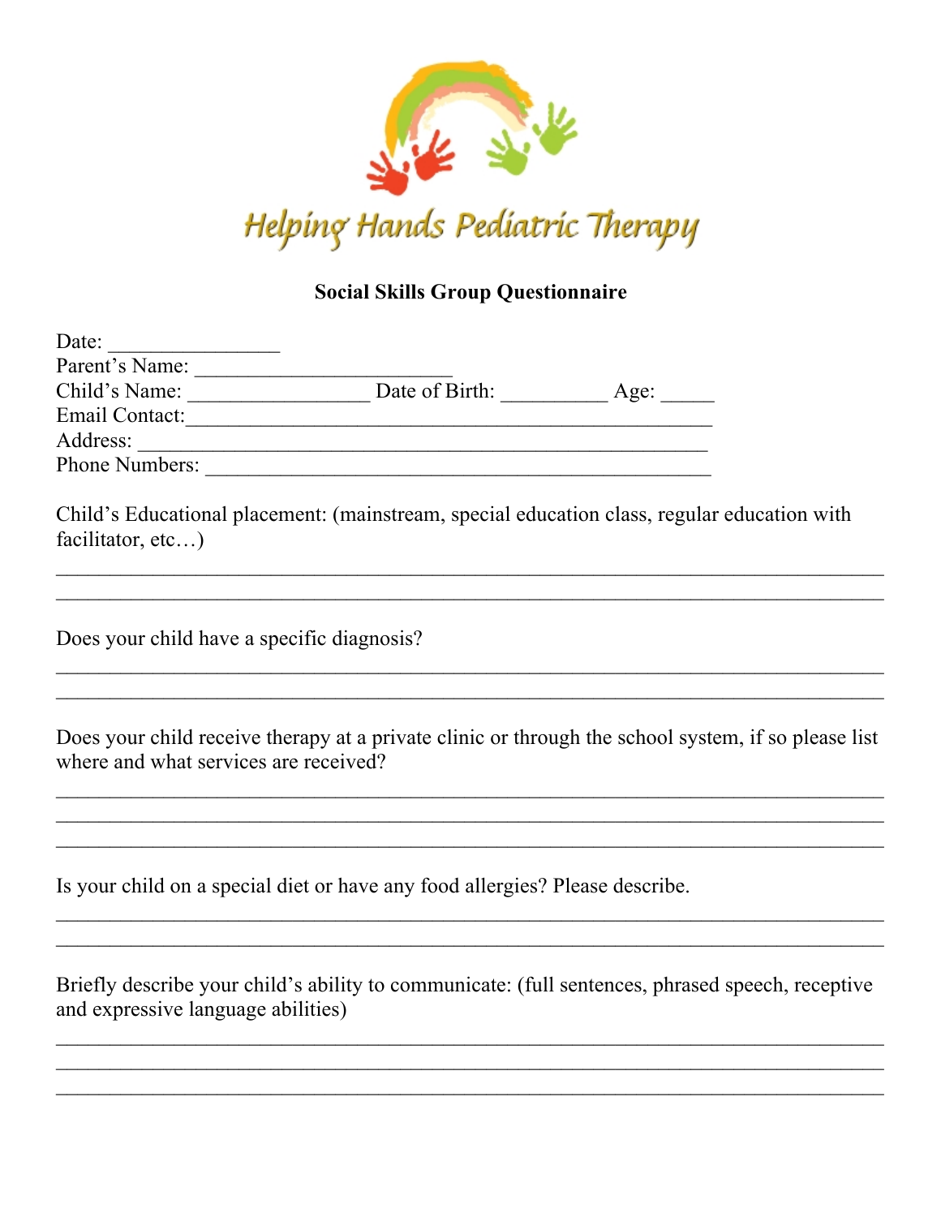Helping Hands Pediatric Therapy

**Social Skills Group Questionnaire**

Date: ________________
Parent's Name: ________________________
Child's Name: _________________ Date of Birth: __________ Age: _____
Email Contact:_________________________________________________
Address: _____________________________________________________
Phone Numbers: _______________________________________________

Child's Educational placement: (mainstream, special education class, regular education with facilitator, etc…)

_______________________________________________________________________________
_______________________________________________________________________________

Does your child have a specific diagnosis?

_______________________________________________________________________________
_______________________________________________________________________________

Does your child receive therapy at a private clinic or through the school system, if so please list where and what services are received?

_______________________________________________________________________________
_______________________________________________________________________________
_______________________________________________________________________________

Is your child on a special diet or have any food allergies? Please describe.

_______________________________________________________________________________
_______________________________________________________________________________

Briefly describe your child's ability to communicate: (full sentences, phrased speech, receptive and expressive language abilities)

_______________________________________________________________________________
_______________________________________________________________________________
_______________________________________________________________________________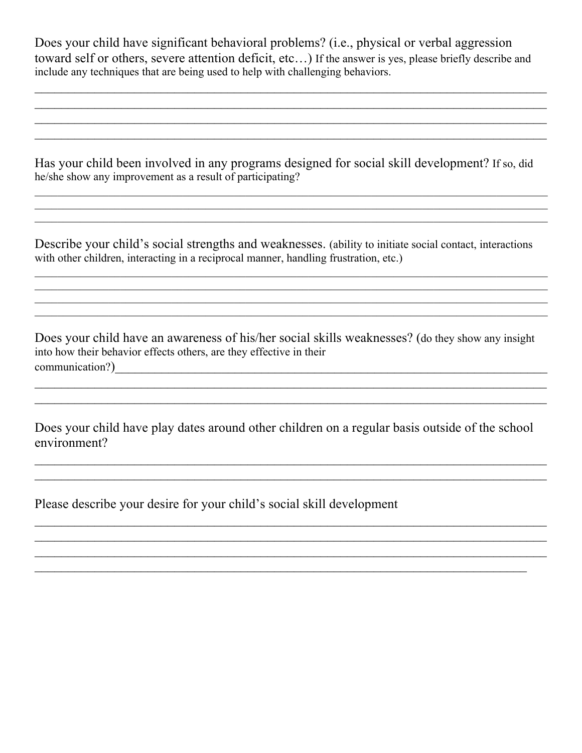Does your child have significant behavioral problems? (i.e., physical or verbal aggression toward self or others, severe attention deficit, etc…) If the answer is yes, please briefly describe and include any techniques that are being used to help with challenging behaviors.

_______________________________________________________________________________
_______________________________________________________________________________
_______________________________________________________________________________
_______________________________________________________________________________

Has your child been involved in any programs designed for social skill development? If so, did he/she show any improvement as a result of participating?

_______________________________________________________________________________
_______________________________________________________________________________
_______________________________________________________________________________

Describe your child's social strengths and weaknesses. (ability to initiate social contact, interactions with other children, interacting in a reciprocal manner, handling frustration, etc.)

_______________________________________________________________________________
_______________________________________________________________________________
_______________________________________________________________________________
_______________________________________________________________________________

Does your child have an awareness of his/her social skills weaknesses? (do they show any insight into how their behavior effects others, are they effective in their communication?)_______________________________________________________________
_______________________________________________________________________________
_______________________________________________________________________________

Does your child have play dates around other children on a regular basis outside of the school environment?

_______________________________________________________________________________
_______________________________________________________________________________

Please describe your desire for your child's social skill development

_______________________________________________________________________________
_______________________________________________________________________________
_______________________________________________________________________________
_______________________________________________________________________________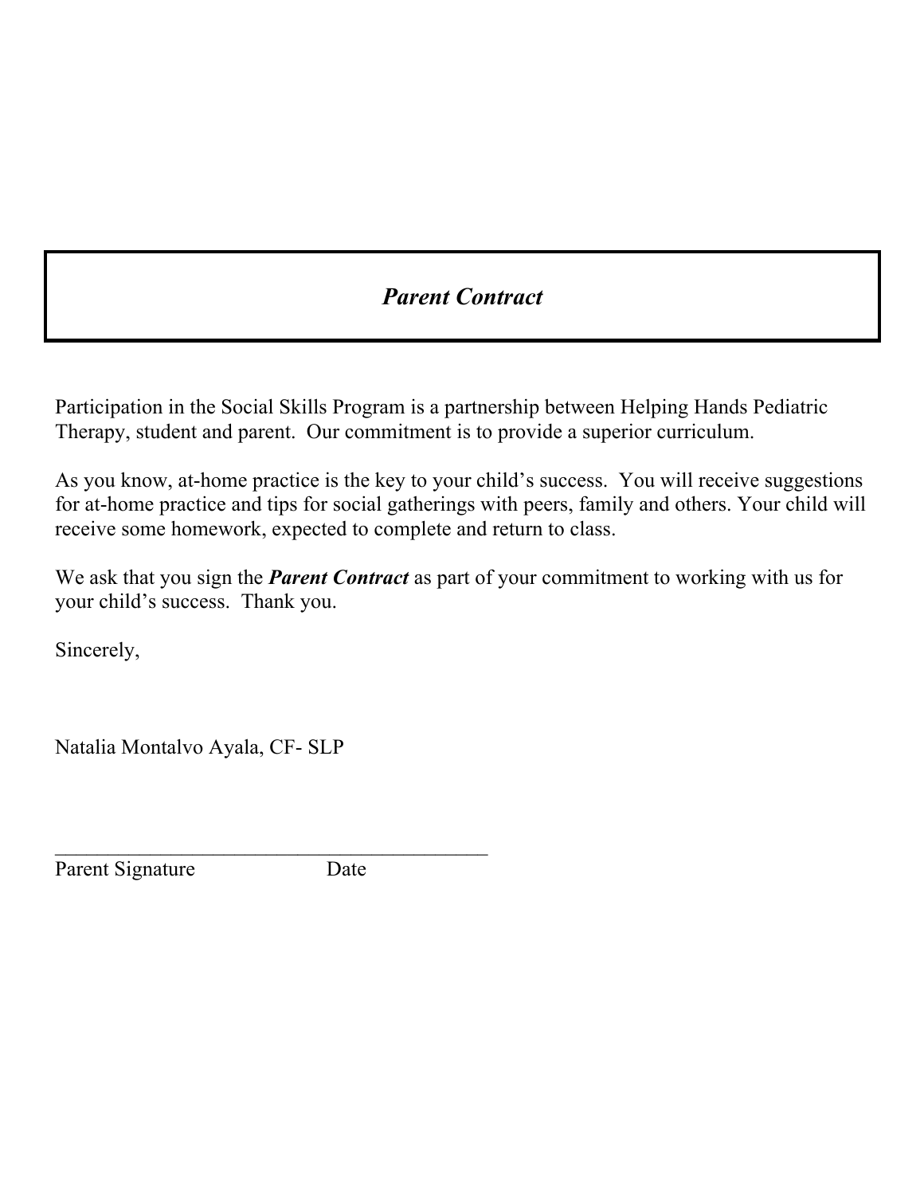# *Parent Contract*

Participation in the Social Skills Program is a partnership between Helping Hands Pediatric Therapy, student and parent. Our commitment is to provide a superior curriculum.

As you know, at-home practice is the key to your child's success. You will receive suggestions for at-home practice and tips for social gatherings with peers, family and others. Your child will receive some homework, expected to complete and return to class.

We ask that you sign the ***Parent Contract*** as part of your commitment to working with us for your child's success. Thank you.

Sincerely,

Natalia Montalvo Ayala, CF- SLP

\_\_\_\_\_\_\_\_\_\_\_\_\_\_\_\_\_\_\_\_\_\_\_\_\_\_\_\_\_\_\_\_\_\_\_\_\_\_\_\_\_\_\_\_

Parent Signature                    Date